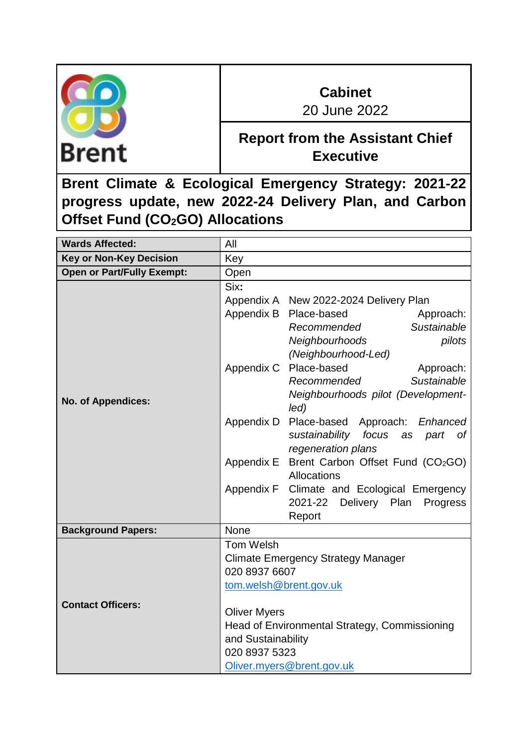Brent

**Cabinet**
20 June 2022

**Report from the Assistant Chief Executive**

# Brent Climate & Ecological Emergency Strategy: 2021-22 progress update, new 2022-24 Delivery Plan, and Carbon Offset Fund ($CO_2GO$) Allocations

| | |
|---|---|
| **Wards Affected:** | All |
| **Key or Non-Key Decision** | Key |
| **Open or Part/Fully Exempt:** | Open |
| **No. of Appendices:** | Six:<br>Appendix A New 2022-2024 Delivery Plan<br>Appendix B Place-based Approach: *Recommended Sustainable Neighbourhoods pilots (Neighbourhood-Led)*<br>Appendix C Place-based Approach: *Recommended Sustainable Neighbourhoods pilot (Development-led)*<br>Appendix D Place-based Approach: *Enhanced sustainability focus as part of regeneration plans*<br>Appendix E Brent Carbon Offset Fund ($CO_2GO$) Allocations<br>Appendix F Climate and Ecological Emergency 2021-22 Delivery Plan Progress Report |
| **Background Papers:** | None |
| **Contact Officers:** | Tom Welsh<br>Climate Emergency Strategy Manager<br>020 8937 6607<br>tom.welsh@brent.gov.uk<br><br>Oliver Myers<br>Head of Environmental Strategy, Commissioning and Sustainability<br>020 8937 5323<br>Oliver.myers@brent.gov.uk |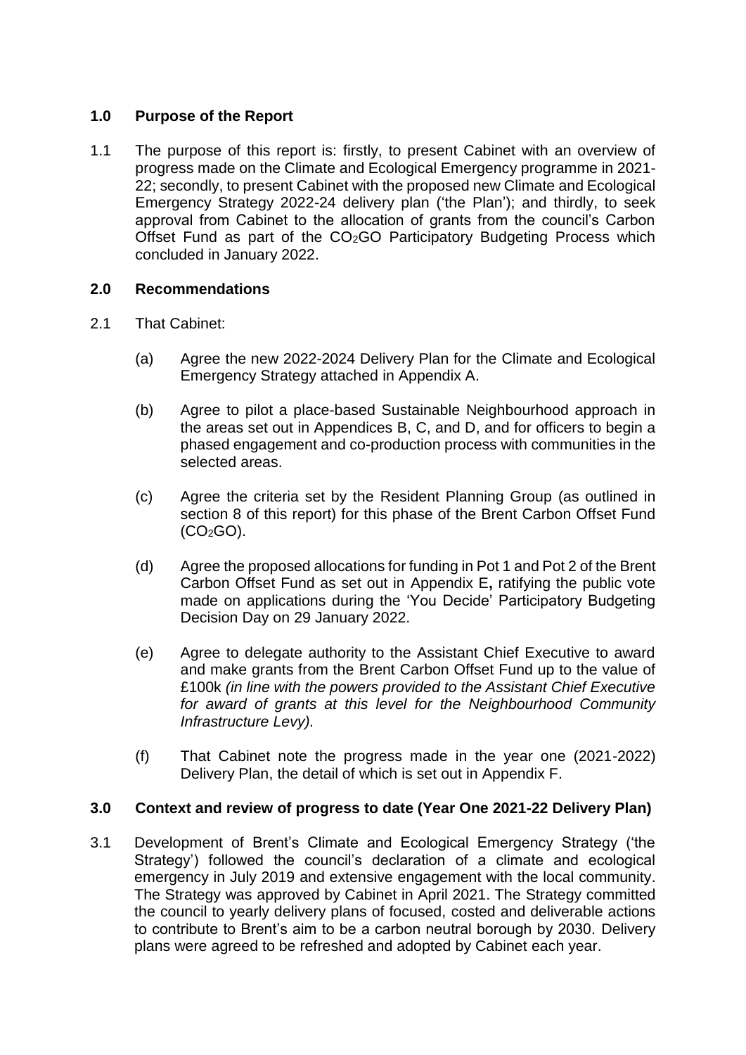## 1.0 Purpose of the Report

1.1 The purpose of this report is: firstly, to present Cabinet with an overview of progress made on the Climate and Ecological Emergency programme in 2021-22; secondly, to present Cabinet with the proposed new Climate and Ecological Emergency Strategy 2022-24 delivery plan ('the Plan'); and thirdly, to seek approval from Cabinet to the allocation of grants from the council's Carbon Offset Fund as part of the $CO_2$GO Participatory Budgeting Process which concluded in January 2022.

## 2.0 Recommendations

2.1 That Cabinet:

(a) Agree the new 2022-2024 Delivery Plan for the Climate and Ecological Emergency Strategy attached in Appendix A.

(b) Agree to pilot a place-based Sustainable Neighbourhood approach in the areas set out in Appendices B, C, and D, and for officers to begin a phased engagement and co-production process with communities in the selected areas.

(c) Agree the criteria set by the Resident Planning Group (as outlined in section 8 of this report) for this phase of the Brent Carbon Offset Fund ($CO_2$GO).

(d) Agree the proposed allocations for funding in Pot 1 and Pot 2 of the Brent Carbon Offset Fund as set out in Appendix E**,** ratifying the public vote made on applications during the 'You Decide' Participatory Budgeting Decision Day on 29 January 2022.

(e) Agree to delegate authority to the Assistant Chief Executive to award and make grants from the Brent Carbon Offset Fund up to the value of £100k *(in line with the powers provided to the Assistant Chief Executive for award of grants at this level for the Neighbourhood Community Infrastructure Levy).*

(f) That Cabinet note the progress made in the year one (2021-2022) Delivery Plan, the detail of which is set out in Appendix F.

## 3.0 Context and review of progress to date (Year One 2021-22 Delivery Plan)

3.1 Development of Brent's Climate and Ecological Emergency Strategy ('the Strategy') followed the council's declaration of a climate and ecological emergency in July 2019 and extensive engagement with the local community. The Strategy was approved by Cabinet in April 2021. The Strategy committed the council to yearly delivery plans of focused, costed and deliverable actions to contribute to Brent's aim to be a carbon neutral borough by 2030. Delivery plans were agreed to be refreshed and adopted by Cabinet each year.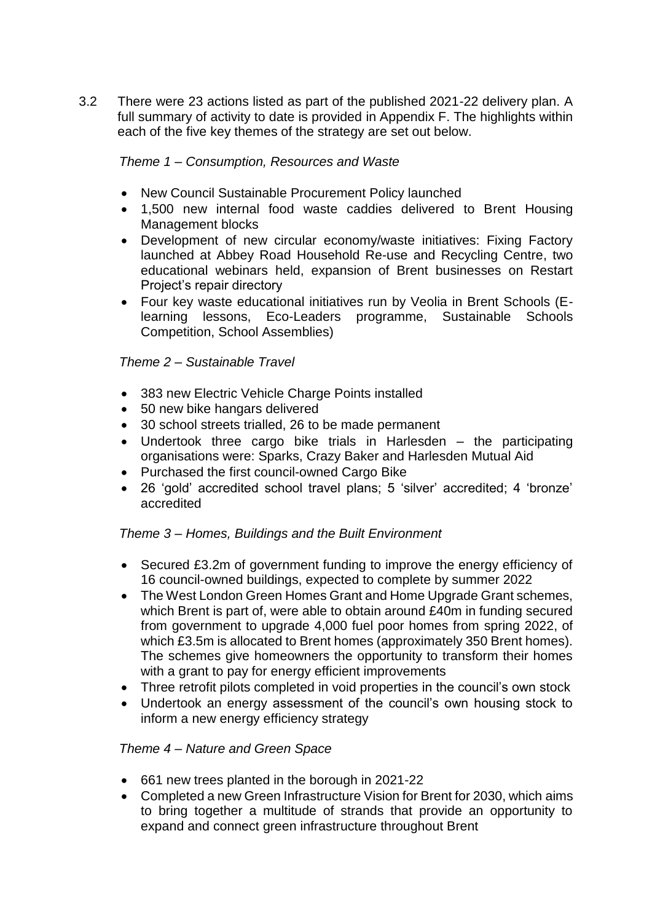3.2 There were 23 actions listed as part of the published 2021-22 delivery plan. A full summary of activity to date is provided in Appendix F. The highlights within each of the five key themes of the strategy are set out below.

*Theme 1 – Consumption, Resources and Waste*

- New Council Sustainable Procurement Policy launched
- 1,500 new internal food waste caddies delivered to Brent Housing Management blocks
- Development of new circular economy/waste initiatives: Fixing Factory launched at Abbey Road Household Re-use and Recycling Centre, two educational webinars held, expansion of Brent businesses on Restart Project's repair directory
- Four key waste educational initiatives run by Veolia in Brent Schools (E-learning lessons, Eco-Leaders programme, Sustainable Schools Competition, School Assemblies)

*Theme 2 – Sustainable Travel*

- 383 new Electric Vehicle Charge Points installed
- 50 new bike hangars delivered
- 30 school streets trialled, 26 to be made permanent
- Undertook three cargo bike trials in Harlesden – the participating organisations were: Sparks, Crazy Baker and Harlesden Mutual Aid
- Purchased the first council-owned Cargo Bike
- 26 'gold' accredited school travel plans; 5 'silver' accredited; 4 'bronze' accredited

*Theme 3 – Homes, Buildings and the Built Environment*

- Secured £3.2m of government funding to improve the energy efficiency of 16 council-owned buildings, expected to complete by summer 2022
- The West London Green Homes Grant and Home Upgrade Grant schemes, which Brent is part of, were able to obtain around £40m in funding secured from government to upgrade 4,000 fuel poor homes from spring 2022, of which £3.5m is allocated to Brent homes (approximately 350 Brent homes). The schemes give homeowners the opportunity to transform their homes with a grant to pay for energy efficient improvements
- Three retrofit pilots completed in void properties in the council's own stock
- Undertook an energy assessment of the council's own housing stock to inform a new energy efficiency strategy

*Theme 4 – Nature and Green Space*

- 661 new trees planted in the borough in 2021-22
- Completed a new Green Infrastructure Vision for Brent for 2030, which aims to bring together a multitude of strands that provide an opportunity to expand and connect green infrastructure throughout Brent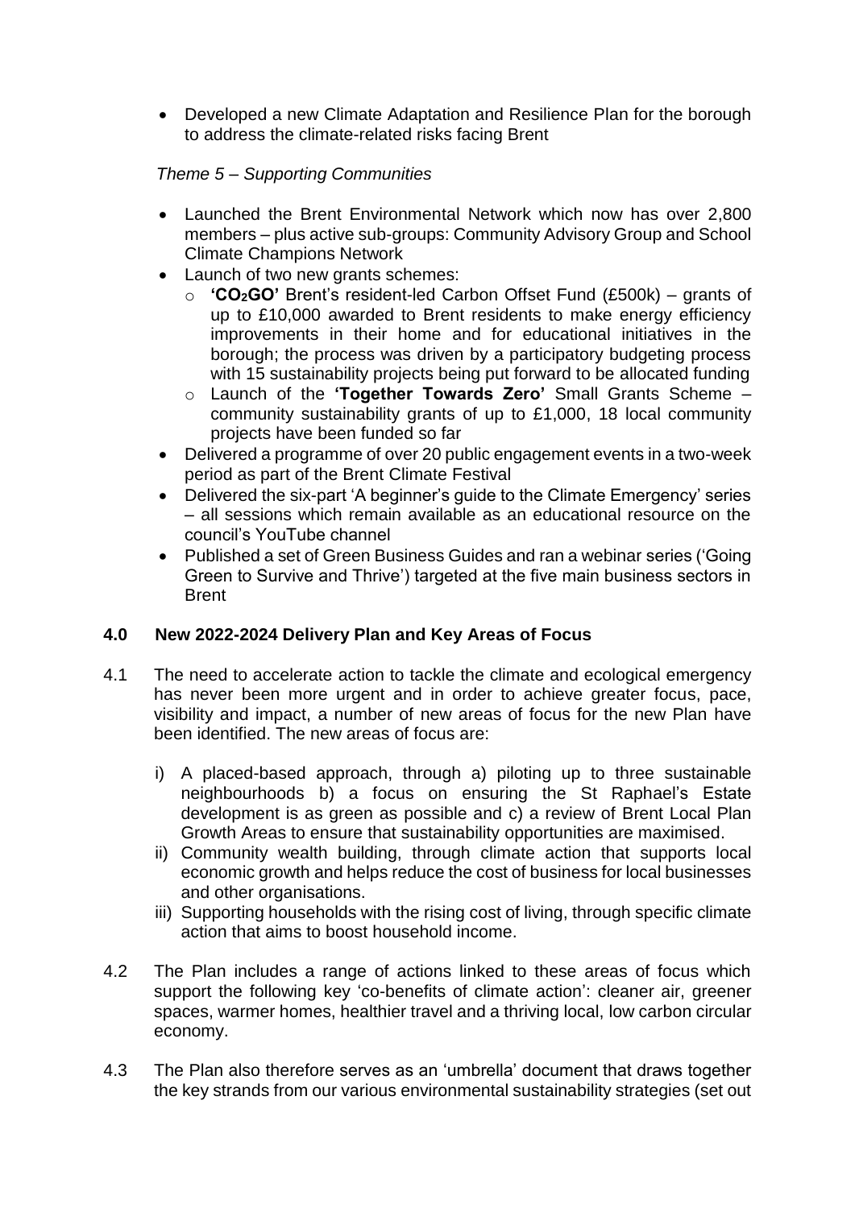- Developed a new Climate Adaptation and Resilience Plan for the borough to address the climate-related risks facing Brent

*Theme 5 – Supporting Communities*

- Launched the Brent Environmental Network which now has over 2,800 members – plus active sub-groups: Community Advisory Group and School Climate Champions Network
- Launch of two new grants schemes:
  - **'$CO_2$GO'** Brent's resident-led Carbon Offset Fund (£500k) – grants of up to £10,000 awarded to Brent residents to make energy efficiency improvements in their home and for educational initiatives in the borough; the process was driven by a participatory budgeting process with 15 sustainability projects being put forward to be allocated funding
  - Launch of the **'Together Towards Zero'** Small Grants Scheme – community sustainability grants of up to £1,000, 18 local community projects have been funded so far
- Delivered a programme of over 20 public engagement events in a two-week period as part of the Brent Climate Festival
- Delivered the six-part 'A beginner's guide to the Climate Emergency' series – all sessions which remain available as an educational resource on the council's YouTube channel
- Published a set of Green Business Guides and ran a webinar series ('Going Green to Survive and Thrive') targeted at the five main business sectors in Brent

## 4.0 New 2022-2024 Delivery Plan and Key Areas of Focus

4.1 The need to accelerate action to tackle the climate and ecological emergency has never been more urgent and in order to achieve greater focus, pace, visibility and impact, a number of new areas of focus for the new Plan have been identified. The new areas of focus are:

i) A placed-based approach, through a) piloting up to three sustainable neighbourhoods b) a focus on ensuring the St Raphael's Estate development is as green as possible and c) a review of Brent Local Plan Growth Areas to ensure that sustainability opportunities are maximised.

ii) Community wealth building, through climate action that supports local economic growth and helps reduce the cost of business for local businesses and other organisations.

iii) Supporting households with the rising cost of living, through specific climate action that aims to boost household income.

4.2 The Plan includes a range of actions linked to these areas of focus which support the following key 'co-benefits of climate action': cleaner air, greener spaces, warmer homes, healthier travel and a thriving local, low carbon circular economy.

4.3 The Plan also therefore serves as an 'umbrella' document that draws together the key strands from our various environmental sustainability strategies (set out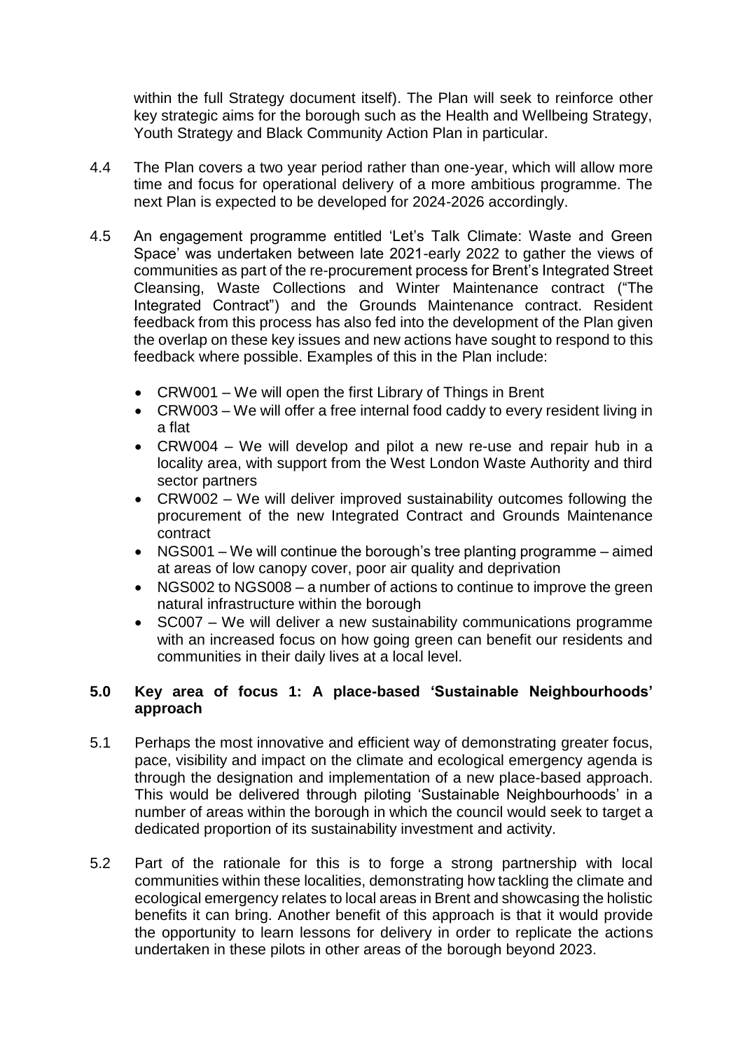within the full Strategy document itself). The Plan will seek to reinforce other key strategic aims for the borough such as the Health and Wellbeing Strategy, Youth Strategy and Black Community Action Plan in particular.

4.4 The Plan covers a two year period rather than one-year, which will allow more time and focus for operational delivery of a more ambitious programme. The next Plan is expected to be developed for 2024-2026 accordingly.

4.5 An engagement programme entitled 'Let's Talk Climate: Waste and Green Space' was undertaken between late 2021-early 2022 to gather the views of communities as part of the re-procurement process for Brent's Integrated Street Cleansing, Waste Collections and Winter Maintenance contract ("The Integrated Contract") and the Grounds Maintenance contract. Resident feedback from this process has also fed into the development of the Plan given the overlap on these key issues and new actions have sought to respond to this feedback where possible. Examples of this in the Plan include:

- CRW001 – We will open the first Library of Things in Brent
- CRW003 – We will offer a free internal food caddy to every resident living in a flat
- CRW004 – We will develop and pilot a new re-use and repair hub in a locality area, with support from the West London Waste Authority and third sector partners
- CRW002 – We will deliver improved sustainability outcomes following the procurement of the new Integrated Contract and Grounds Maintenance contract
- NGS001 – We will continue the borough's tree planting programme – aimed at areas of low canopy cover, poor air quality and deprivation
- NGS002 to NGS008 – a number of actions to continue to improve the green natural infrastructure within the borough
- SC007 – We will deliver a new sustainability communications programme with an increased focus on how going green can benefit our residents and communities in their daily lives at a local level.

## 5.0 Key area of focus 1: A place-based 'Sustainable Neighbourhoods' approach

5.1 Perhaps the most innovative and efficient way of demonstrating greater focus, pace, visibility and impact on the climate and ecological emergency agenda is through the designation and implementation of a new place-based approach. This would be delivered through piloting 'Sustainable Neighbourhoods' in a number of areas within the borough in which the council would seek to target a dedicated proportion of its sustainability investment and activity.

5.2 Part of the rationale for this is to forge a strong partnership with local communities within these localities, demonstrating how tackling the climate and ecological emergency relates to local areas in Brent and showcasing the holistic benefits it can bring. Another benefit of this approach is that it would provide the opportunity to learn lessons for delivery in order to replicate the actions undertaken in these pilots in other areas of the borough beyond 2023.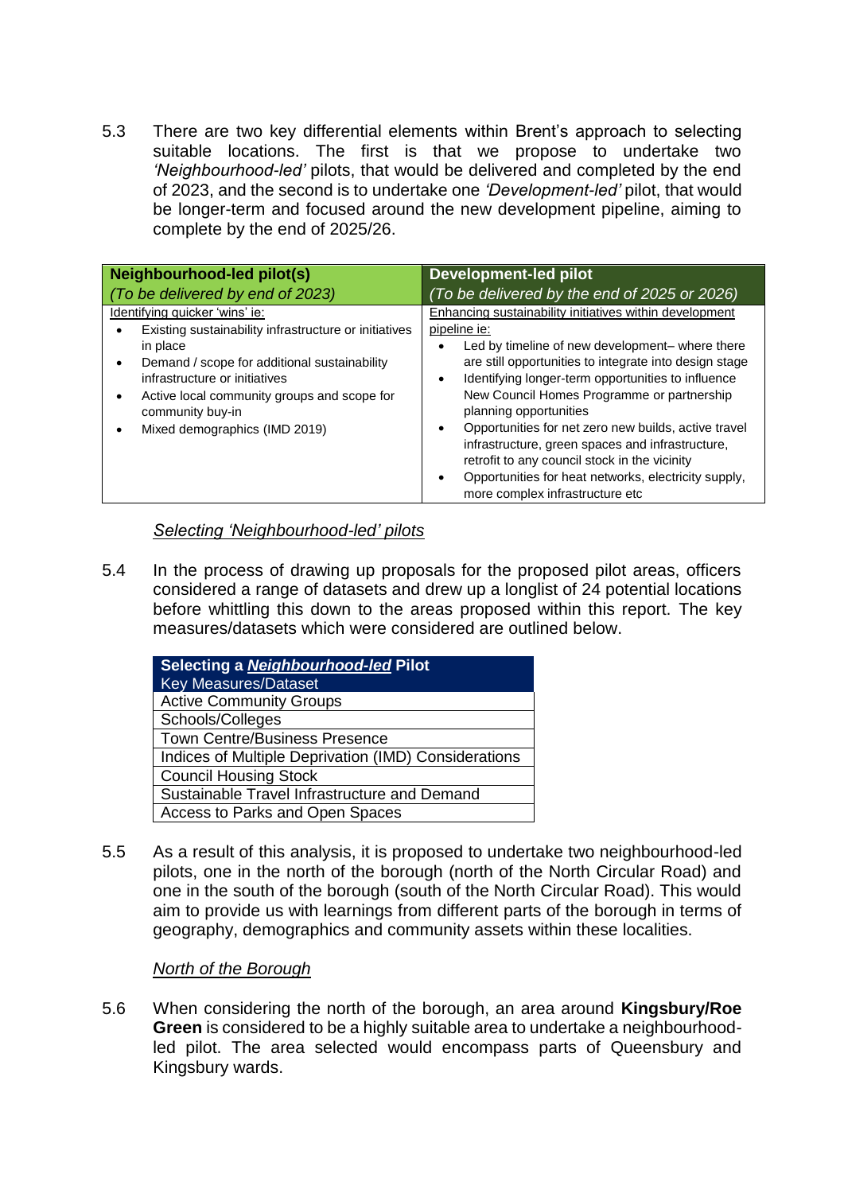5.3 There are two key differential elements within Brent's approach to selecting suitable locations. The first is that we propose to undertake two *'Neighbourhood-led'* pilots, that would be delivered and completed by the end of 2023, and the second is to undertake one *'Development-led'* pilot, that would be longer-term and focused around the new development pipeline, aiming to complete by the end of 2025/26.

| **Neighbourhood-led pilot(s)**<br>*(To be delivered by end of 2023)* | **Development-led pilot**<br>*(To be delivered by the end of 2025 or 2026)* |
|---|---|
| Identifying quicker 'wins' ie:<br>• Existing sustainability infrastructure or initiatives in place<br>• Demand / scope for additional sustainability infrastructure or initiatives<br>• Active local community groups and scope for community buy-in<br>• Mixed demographics (IMD 2019) | Enhancing sustainability initiatives within development pipeline ie:<br>• Led by timeline of new development– where there are still opportunities to integrate into design stage<br>• Identifying longer-term opportunities to influence New Council Homes Programme or partnership planning opportunities<br>• Opportunities for net zero new builds, active travel infrastructure, green spaces and infrastructure, retrofit to any council stock in the vicinity<br>• Opportunities for heat networks, electricity supply, more complex infrastructure etc |

*Selecting 'Neighbourhood-led' pilots*

5.4 In the process of drawing up proposals for the proposed pilot areas, officers considered a range of datasets and drew up a longlist of 24 potential locations before whittling this down to the areas proposed within this report. The key measures/datasets which were considered are outlined below.

| **Selecting a *Neighbourhood-led* Pilot**<br>Key Measures/Dataset |
|---|
| Active Community Groups |
| Schools/Colleges |
| Town Centre/Business Presence |
| Indices of Multiple Deprivation (IMD) Considerations |
| Council Housing Stock |
| Sustainable Travel Infrastructure and Demand |
| Access to Parks and Open Spaces |

5.5 As a result of this analysis, it is proposed to undertake two neighbourhood-led pilots, one in the north of the borough (north of the North Circular Road) and one in the south of the borough (south of the North Circular Road). This would aim to provide us with learnings from different parts of the borough in terms of geography, demographics and community assets within these localities.

*North of the Borough*

5.6 When considering the north of the borough, an area around **Kingsbury/Roe Green** is considered to be a highly suitable area to undertake a neighbourhood-led pilot. The area selected would encompass parts of Queensbury and Kingsbury wards.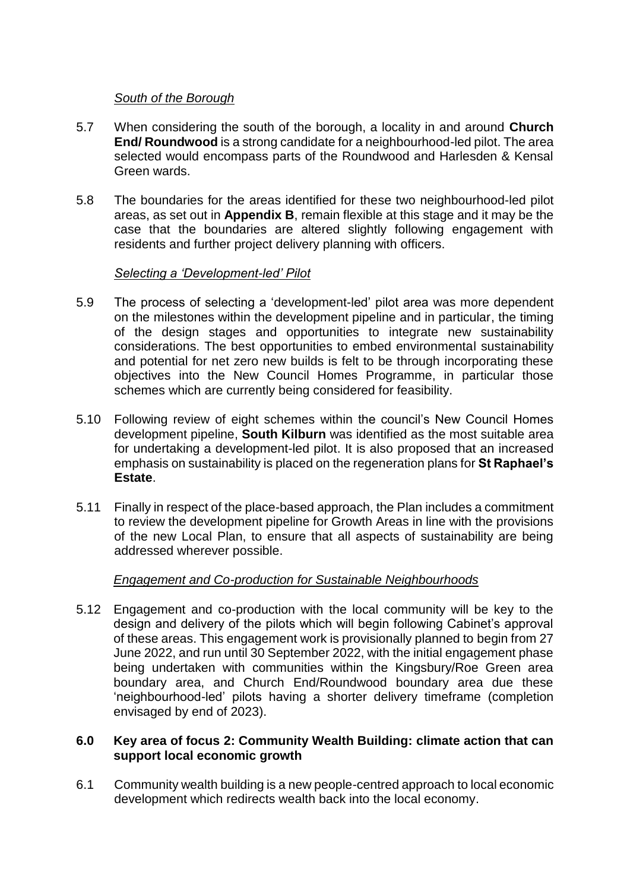*South of the Borough*

5.7 When considering the south of the borough, a locality in and around **Church End/ Roundwood** is a strong candidate for a neighbourhood-led pilot. The area selected would encompass parts of the Roundwood and Harlesden & Kensal Green wards.

5.8 The boundaries for the areas identified for these two neighbourhood-led pilot areas, as set out in **Appendix B**, remain flexible at this stage and it may be the case that the boundaries are altered slightly following engagement with residents and further project delivery planning with officers.

*Selecting a 'Development-led' Pilot*

5.9 The process of selecting a 'development-led' pilot area was more dependent on the milestones within the development pipeline and in particular, the timing of the design stages and opportunities to integrate new sustainability considerations. The best opportunities to embed environmental sustainability and potential for net zero new builds is felt to be through incorporating these objectives into the New Council Homes Programme, in particular those schemes which are currently being considered for feasibility.

5.10 Following review of eight schemes within the council's New Council Homes development pipeline, **South Kilburn** was identified as the most suitable area for undertaking a development-led pilot. It is also proposed that an increased emphasis on sustainability is placed on the regeneration plans for **St Raphael's Estate**.

5.11 Finally in respect of the place-based approach, the Plan includes a commitment to review the development pipeline for Growth Areas in line with the provisions of the new Local Plan, to ensure that all aspects of sustainability are being addressed wherever possible.

*Engagement and Co-production for Sustainable Neighbourhoods*

5.12 Engagement and co-production with the local community will be key to the design and delivery of the pilots which will begin following Cabinet's approval of these areas. This engagement work is provisionally planned to begin from 27 June 2022, and run until 30 September 2022, with the initial engagement phase being undertaken with communities within the Kingsbury/Roe Green area boundary area, and Church End/Roundwood boundary area due these 'neighbourhood-led' pilots having a shorter delivery timeframe (completion envisaged by end of 2023).

## 6.0 Key area of focus 2: Community Wealth Building: climate action that can support local economic growth

6.1 Community wealth building is a new people-centred approach to local economic development which redirects wealth back into the local economy.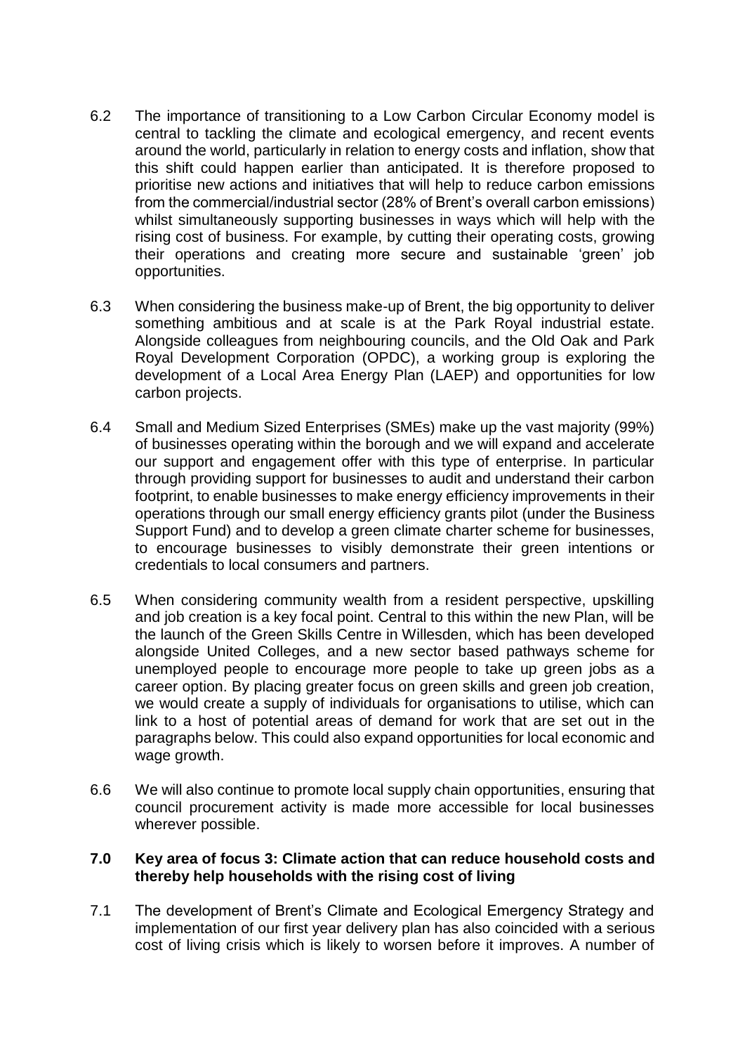6.2 The importance of transitioning to a Low Carbon Circular Economy model is central to tackling the climate and ecological emergency, and recent events around the world, particularly in relation to energy costs and inflation, show that this shift could happen earlier than anticipated. It is therefore proposed to prioritise new actions and initiatives that will help to reduce carbon emissions from the commercial/industrial sector (28% of Brent's overall carbon emissions) whilst simultaneously supporting businesses in ways which will help with the rising cost of business. For example, by cutting their operating costs, growing their operations and creating more secure and sustainable 'green' job opportunities.

6.3 When considering the business make-up of Brent, the big opportunity to deliver something ambitious and at scale is at the Park Royal industrial estate. Alongside colleagues from neighbouring councils, and the Old Oak and Park Royal Development Corporation (OPDC), a working group is exploring the development of a Local Area Energy Plan (LAEP) and opportunities for low carbon projects.

6.4 Small and Medium Sized Enterprises (SMEs) make up the vast majority (99%) of businesses operating within the borough and we will expand and accelerate our support and engagement offer with this type of enterprise. In particular through providing support for businesses to audit and understand their carbon footprint, to enable businesses to make energy efficiency improvements in their operations through our small energy efficiency grants pilot (under the Business Support Fund) and to develop a green climate charter scheme for businesses, to encourage businesses to visibly demonstrate their green intentions or credentials to local consumers and partners.

6.5 When considering community wealth from a resident perspective, upskilling and job creation is a key focal point. Central to this within the new Plan, will be the launch of the Green Skills Centre in Willesden, which has been developed alongside United Colleges, and a new sector based pathways scheme for unemployed people to encourage more people to take up green jobs as a career option. By placing greater focus on green skills and green job creation, we would create a supply of individuals for organisations to utilise, which can link to a host of potential areas of demand for work that are set out in the paragraphs below. This could also expand opportunities for local economic and wage growth.

6.6 We will also continue to promote local supply chain opportunities, ensuring that council procurement activity is made more accessible for local businesses wherever possible.

## 7.0 Key area of focus 3: Climate action that can reduce household costs and thereby help households with the rising cost of living

7.1 The development of Brent's Climate and Ecological Emergency Strategy and implementation of our first year delivery plan has also coincided with a serious cost of living crisis which is likely to worsen before it improves. A number of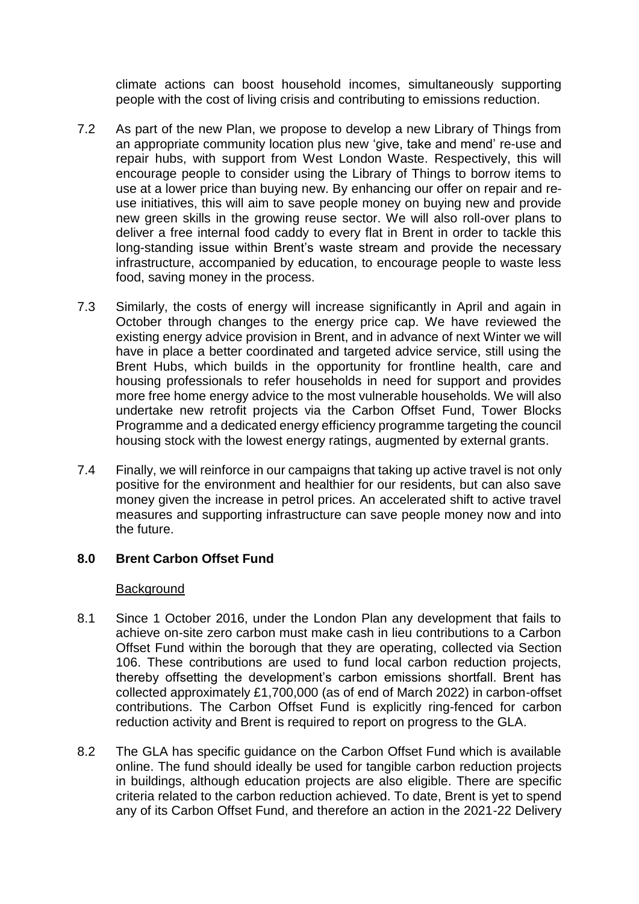climate actions can boost household incomes, simultaneously supporting people with the cost of living crisis and contributing to emissions reduction.

7.2 As part of the new Plan, we propose to develop a new Library of Things from an appropriate community location plus new 'give, take and mend' re-use and repair hubs, with support from West London Waste. Respectively, this will encourage people to consider using the Library of Things to borrow items to use at a lower price than buying new. By enhancing our offer on repair and re-use initiatives, this will aim to save people money on buying new and provide new green skills in the growing reuse sector. We will also roll-over plans to deliver a free internal food caddy to every flat in Brent in order to tackle this long-standing issue within Brent's waste stream and provide the necessary infrastructure, accompanied by education, to encourage people to waste less food, saving money in the process.

7.3 Similarly, the costs of energy will increase significantly in April and again in October through changes to the energy price cap. We have reviewed the existing energy advice provision in Brent, and in advance of next Winter we will have in place a better coordinated and targeted advice service, still using the Brent Hubs, which builds in the opportunity for frontline health, care and housing professionals to refer households in need for support and provides more free home energy advice to the most vulnerable households. We will also undertake new retrofit projects via the Carbon Offset Fund, Tower Blocks Programme and a dedicated energy efficiency programme targeting the council housing stock with the lowest energy ratings, augmented by external grants.

7.4 Finally, we will reinforce in our campaigns that taking up active travel is not only positive for the environment and healthier for our residents, but can also save money given the increase in petrol prices. An accelerated shift to active travel measures and supporting infrastructure can save people money now and into the future.

## 8.0 Brent Carbon Offset Fund

Background

8.1 Since 1 October 2016, under the London Plan any development that fails to achieve on-site zero carbon must make cash in lieu contributions to a Carbon Offset Fund within the borough that they are operating, collected via Section 106. These contributions are used to fund local carbon reduction projects, thereby offsetting the development's carbon emissions shortfall. Brent has collected approximately £1,700,000 (as of end of March 2022) in carbon-offset contributions. The Carbon Offset Fund is explicitly ring-fenced for carbon reduction activity and Brent is required to report on progress to the GLA.

8.2 The GLA has specific guidance on the Carbon Offset Fund which is available online. The fund should ideally be used for tangible carbon reduction projects in buildings, although education projects are also eligible. There are specific criteria related to the carbon reduction achieved. To date, Brent is yet to spend any of its Carbon Offset Fund, and therefore an action in the 2021-22 Delivery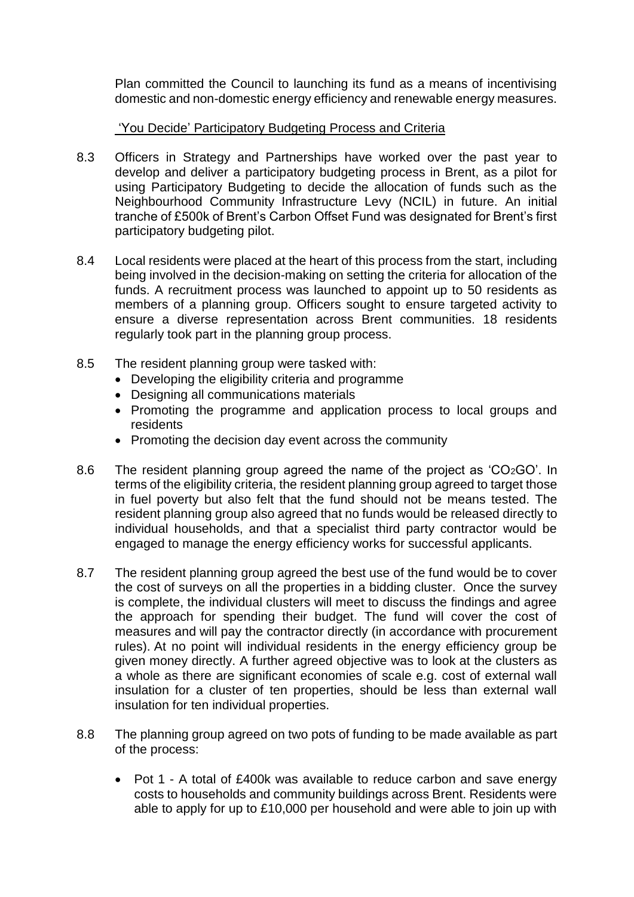Plan committed the Council to launching its fund as a means of incentivising domestic and non-domestic energy efficiency and renewable energy measures.

'You Decide' Participatory Budgeting Process and Criteria

8.3 Officers in Strategy and Partnerships have worked over the past year to develop and deliver a participatory budgeting process in Brent, as a pilot for using Participatory Budgeting to decide the allocation of funds such as the Neighbourhood Community Infrastructure Levy (NCIL) in future. An initial tranche of £500k of Brent's Carbon Offset Fund was designated for Brent's first participatory budgeting pilot.

8.4 Local residents were placed at the heart of this process from the start, including being involved in the decision-making on setting the criteria for allocation of the funds. A recruitment process was launched to appoint up to 50 residents as members of a planning group. Officers sought to ensure targeted activity to ensure a diverse representation across Brent communities. 18 residents regularly took part in the planning group process.

8.5 The resident planning group were tasked with:

- Developing the eligibility criteria and programme
- Designing all communications materials
- Promoting the programme and application process to local groups and residents
- Promoting the decision day event across the community

8.6 The resident planning group agreed the name of the project as '$CO_2$GO'. In terms of the eligibility criteria, the resident planning group agreed to target those in fuel poverty but also felt that the fund should not be means tested. The resident planning group also agreed that no funds would be released directly to individual households, and that a specialist third party contractor would be engaged to manage the energy efficiency works for successful applicants.

8.7 The resident planning group agreed the best use of the fund would be to cover the cost of surveys on all the properties in a bidding cluster. Once the survey is complete, the individual clusters will meet to discuss the findings and agree the approach for spending their budget. The fund will cover the cost of measures and will pay the contractor directly (in accordance with procurement rules). At no point will individual residents in the energy efficiency group be given money directly. A further agreed objective was to look at the clusters as a whole as there are significant economies of scale e.g. cost of external wall insulation for a cluster of ten properties, should be less than external wall insulation for ten individual properties.

8.8 The planning group agreed on two pots of funding to be made available as part of the process:

- Pot 1 - A total of £400k was available to reduce carbon and save energy costs to households and community buildings across Brent. Residents were able to apply for up to £10,000 per household and were able to join up with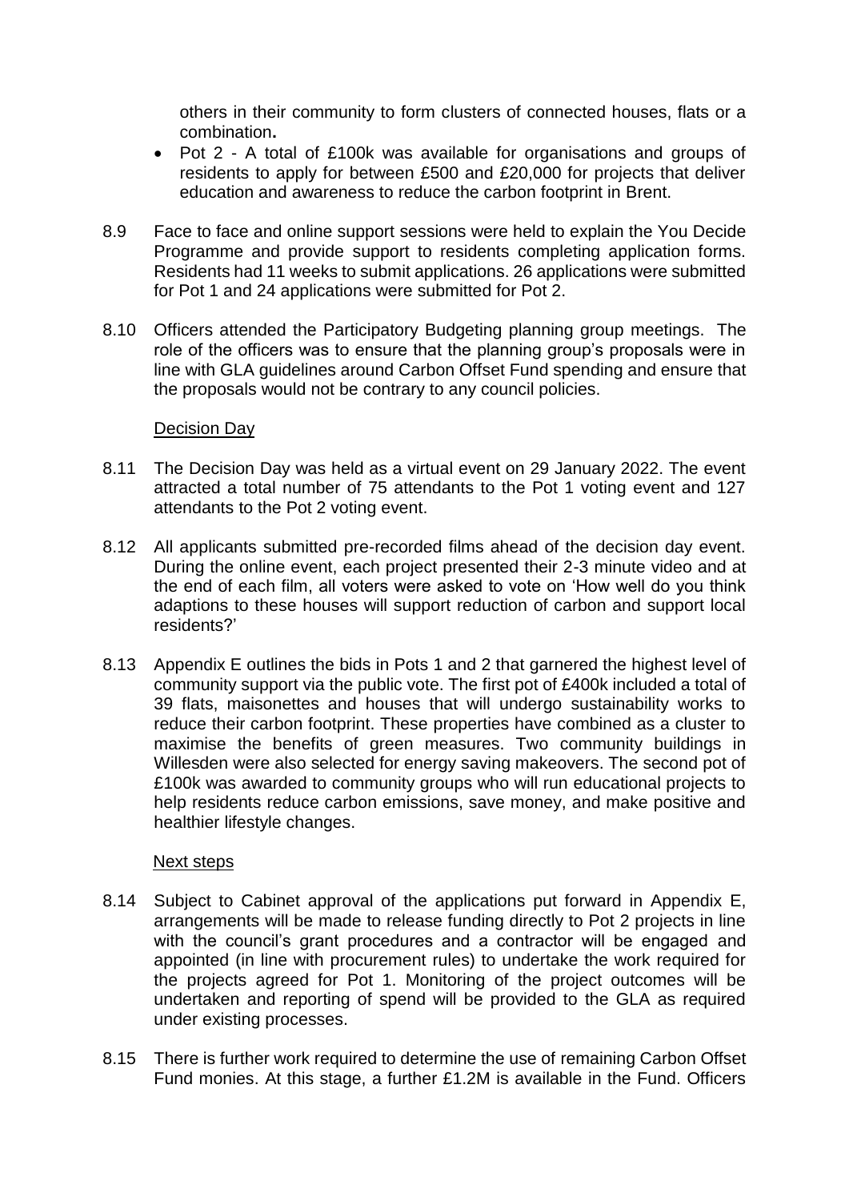others in their community to form clusters of connected houses, flats or a combination**.**

- Pot 2 - A total of £100k was available for organisations and groups of residents to apply for between £500 and £20,000 for projects that deliver education and awareness to reduce the carbon footprint in Brent.

8.9 Face to face and online support sessions were held to explain the You Decide Programme and provide support to residents completing application forms. Residents had 11 weeks to submit applications. 26 applications were submitted for Pot 1 and 24 applications were submitted for Pot 2.

8.10 Officers attended the Participatory Budgeting planning group meetings. The role of the officers was to ensure that the planning group's proposals were in line with GLA guidelines around Carbon Offset Fund spending and ensure that the proposals would not be contrary to any council policies.

Decision Day

8.11 The Decision Day was held as a virtual event on 29 January 2022. The event attracted a total number of 75 attendants to the Pot 1 voting event and 127 attendants to the Pot 2 voting event.

8.12 All applicants submitted pre-recorded films ahead of the decision day event. During the online event, each project presented their 2-3 minute video and at the end of each film, all voters were asked to vote on 'How well do you think adaptions to these houses will support reduction of carbon and support local residents?'

8.13 Appendix E outlines the bids in Pots 1 and 2 that garnered the highest level of community support via the public vote. The first pot of £400k included a total of 39 flats, maisonettes and houses that will undergo sustainability works to reduce their carbon footprint. These properties have combined as a cluster to maximise the benefits of green measures. Two community buildings in Willesden were also selected for energy saving makeovers. The second pot of £100k was awarded to community groups who will run educational projects to help residents reduce carbon emissions, save money, and make positive and healthier lifestyle changes.

Next steps

8.14 Subject to Cabinet approval of the applications put forward in Appendix E, arrangements will be made to release funding directly to Pot 2 projects in line with the council's grant procedures and a contractor will be engaged and appointed (in line with procurement rules) to undertake the work required for the projects agreed for Pot 1. Monitoring of the project outcomes will be undertaken and reporting of spend will be provided to the GLA as required under existing processes.

8.15 There is further work required to determine the use of remaining Carbon Offset Fund monies. At this stage, a further £1.2M is available in the Fund. Officers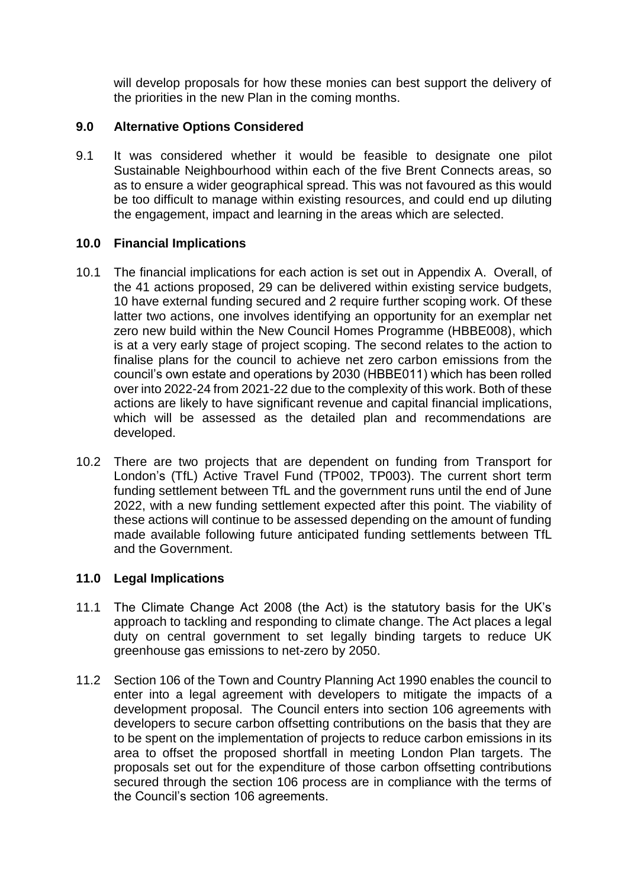will develop proposals for how these monies can best support the delivery of the priorities in the new Plan in the coming months.

## 9.0 Alternative Options Considered

9.1 It was considered whether it would be feasible to designate one pilot Sustainable Neighbourhood within each of the five Brent Connects areas, so as to ensure a wider geographical spread. This was not favoured as this would be too difficult to manage within existing resources, and could end up diluting the engagement, impact and learning in the areas which are selected.

## 10.0 Financial Implications

10.1 The financial implications for each action is set out in Appendix A. Overall, of the 41 actions proposed, 29 can be delivered within existing service budgets, 10 have external funding secured and 2 require further scoping work. Of these latter two actions, one involves identifying an opportunity for an exemplar net zero new build within the New Council Homes Programme (HBBE008), which is at a very early stage of project scoping. The second relates to the action to finalise plans for the council to achieve net zero carbon emissions from the council's own estate and operations by 2030 (HBBE011) which has been rolled over into 2022-24 from 2021-22 due to the complexity of this work. Both of these actions are likely to have significant revenue and capital financial implications, which will be assessed as the detailed plan and recommendations are developed.

10.2 There are two projects that are dependent on funding from Transport for London's (TfL) Active Travel Fund (TP002, TP003). The current short term funding settlement between TfL and the government runs until the end of June 2022, with a new funding settlement expected after this point. The viability of these actions will continue to be assessed depending on the amount of funding made available following future anticipated funding settlements between TfL and the Government.

## 11.0 Legal Implications

11.1 The Climate Change Act 2008 (the Act) is the statutory basis for the UK's approach to tackling and responding to climate change. The Act places a legal duty on central government to set legally binding targets to reduce UK greenhouse gas emissions to net-zero by 2050.

11.2 Section 106 of the Town and Country Planning Act 1990 enables the council to enter into a legal agreement with developers to mitigate the impacts of a development proposal. The Council enters into section 106 agreements with developers to secure carbon offsetting contributions on the basis that they are to be spent on the implementation of projects to reduce carbon emissions in its area to offset the proposed shortfall in meeting London Plan targets. The proposals set out for the expenditure of those carbon offsetting contributions secured through the section 106 process are in compliance with the terms of the Council's section 106 agreements.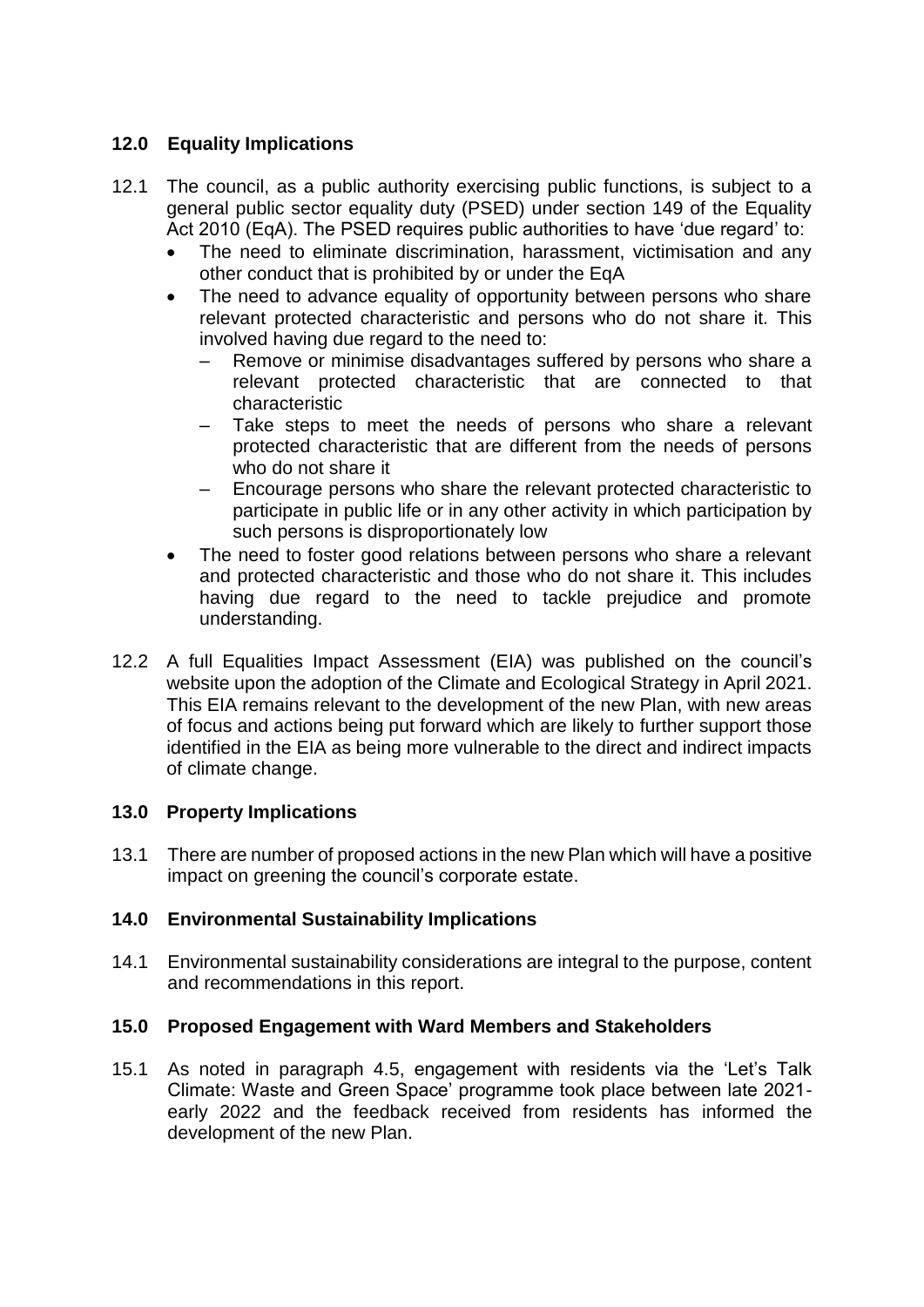## 12.0 Equality Implications

12.1 The council, as a public authority exercising public functions, is subject to a general public sector equality duty (PSED) under section 149 of the Equality Act 2010 (EqA). The PSED requires public authorities to have 'due regard' to:

- The need to eliminate discrimination, harassment, victimisation and any other conduct that is prohibited by or under the EqA
- The need to advance equality of opportunity between persons who share relevant protected characteristic and persons who do not share it. This involved having due regard to the need to:
  - Remove or minimise disadvantages suffered by persons who share a relevant protected characteristic that are connected to that characteristic
  - Take steps to meet the needs of persons who share a relevant protected characteristic that are different from the needs of persons who do not share it
  - Encourage persons who share the relevant protected characteristic to participate in public life or in any other activity in which participation by such persons is disproportionately low
- The need to foster good relations between persons who share a relevant and protected characteristic and those who do not share it. This includes having due regard to the need to tackle prejudice and promote understanding.

12.2 A full Equalities Impact Assessment (EIA) was published on the council's website upon the adoption of the Climate and Ecological Strategy in April 2021. This EIA remains relevant to the development of the new Plan, with new areas of focus and actions being put forward which are likely to further support those identified in the EIA as being more vulnerable to the direct and indirect impacts of climate change.

## 13.0 Property Implications

13.1 There are number of proposed actions in the new Plan which will have a positive impact on greening the council's corporate estate.

## 14.0 Environmental Sustainability Implications

14.1 Environmental sustainability considerations are integral to the purpose, content and recommendations in this report.

## 15.0 Proposed Engagement with Ward Members and Stakeholders

15.1 As noted in paragraph 4.5, engagement with residents via the 'Let's Talk Climate: Waste and Green Space' programme took place between late 2021-early 2022 and the feedback received from residents has informed the development of the new Plan.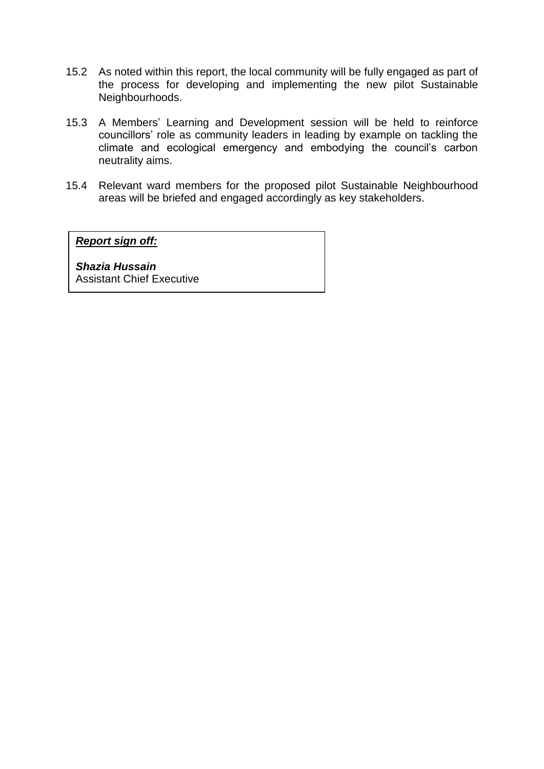15.2 As noted within this report, the local community will be fully engaged as part of the process for developing and implementing the new pilot Sustainable Neighbourhoods.

15.3 A Members' Learning and Development session will be held to reinforce councillors' role as community leaders in leading by example on tackling the climate and ecological emergency and embodying the council's carbon neutrality aims.

15.4 Relevant ward members for the proposed pilot Sustainable Neighbourhood areas will be briefed and engaged accordingly as key stakeholders.

***Report sign off:***

***Shazia Hussain***
Assistant Chief Executive